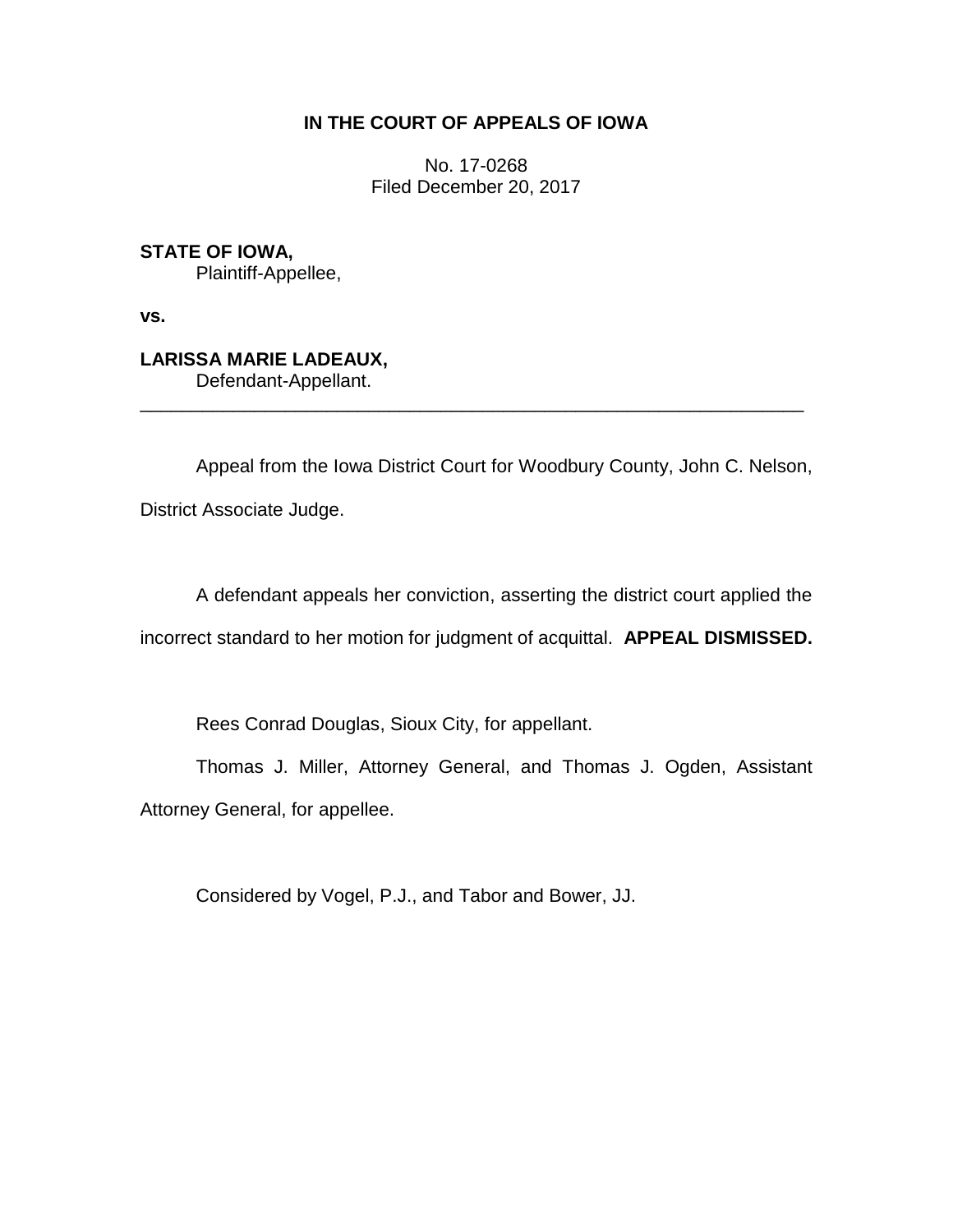**IN THE COURT OF APPEALS OF IOWA**

No. 17-0268
Filed December 20, 2017

**STATE OF IOWA,**
Plaintiff-Appellee,

**vs.**

**LARISSA MARIE LADEAUX,**
Defendant-Appellant.

---

Appeal from the Iowa District Court for Woodbury County, John C. Nelson, District Associate Judge.

A defendant appeals her conviction, asserting the district court applied the incorrect standard to her motion for judgment of acquittal. **APPEAL DISMISSED.**

Rees Conrad Douglas, Sioux City, for appellant.

Thomas J. Miller, Attorney General, and Thomas J. Ogden, Assistant Attorney General, for appellee.

Considered by Vogel, P.J., and Tabor and Bower, JJ.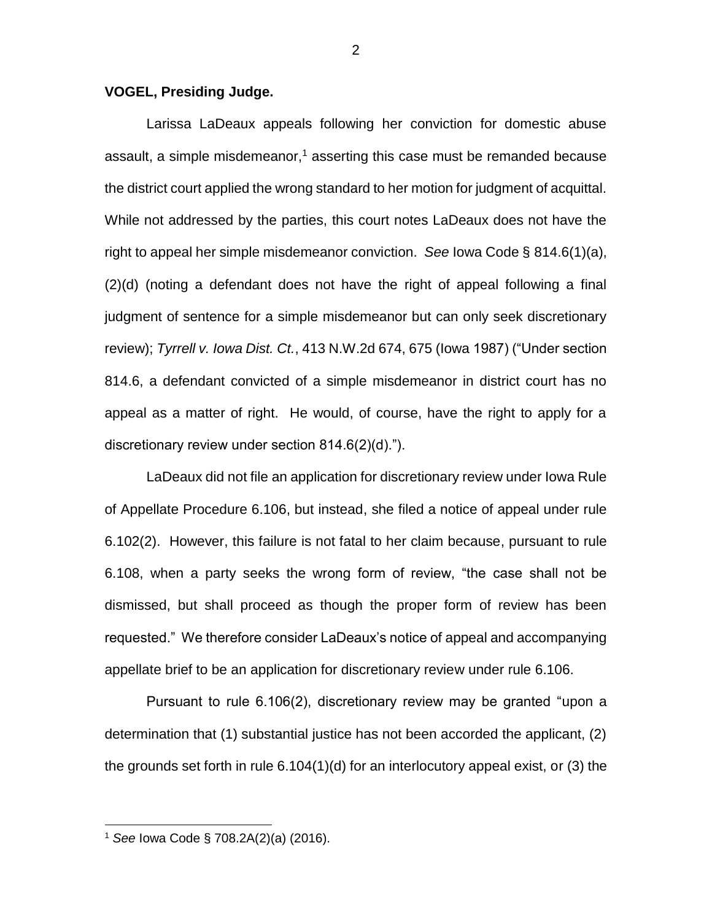**VOGEL, Presiding Judge.**

Larissa LaDeaux appeals following her conviction for domestic abuse assault, a simple misdemeanor,[1] asserting this case must be remanded because the district court applied the wrong standard to her motion for judgment of acquittal. While not addressed by the parties, this court notes LaDeaux does not have the right to appeal her simple misdemeanor conviction. *See* Iowa Code § 814.6(1)(a), (2)(d) (noting a defendant does not have the right of appeal following a final judgment of sentence for a simple misdemeanor but can only seek discretionary review); *Tyrrell v. Iowa Dist. Ct.*, 413 N.W.2d 674, 675 (Iowa 1987) ("Under section 814.6, a defendant convicted of a simple misdemeanor in district court has no appeal as a matter of right. He would, of course, have the right to apply for a discretionary review under section 814.6(2)(d).").

LaDeaux did not file an application for discretionary review under Iowa Rule of Appellate Procedure 6.106, but instead, she filed a notice of appeal under rule 6.102(2). However, this failure is not fatal to her claim because, pursuant to rule 6.108, when a party seeks the wrong form of review, "the case shall not be dismissed, but shall proceed as though the proper form of review has been requested." We therefore consider LaDeaux's notice of appeal and accompanying appellate brief to be an application for discretionary review under rule 6.106.

Pursuant to rule 6.106(2), discretionary review may be granted "upon a determination that (1) substantial justice has not been accorded the applicant, (2) the grounds set forth in rule 6.104(1)(d) for an interlocutory appeal exist, or (3) the

[1] *See* Iowa Code § 708.2A(2)(a) (2016).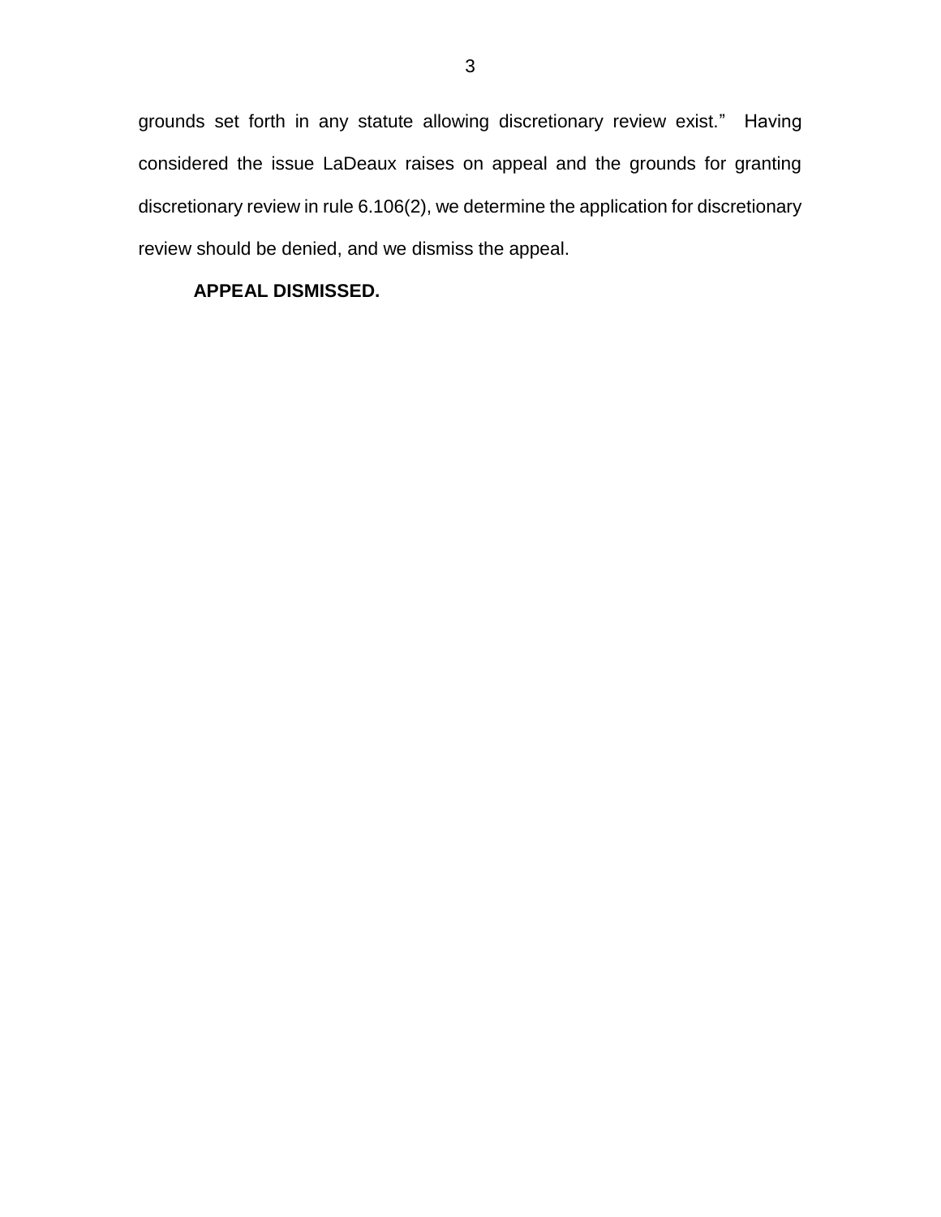grounds set forth in any statute allowing discretionary review exist." Having considered the issue LaDeaux raises on appeal and the grounds for granting discretionary review in rule 6.106(2), we determine the application for discretionary review should be denied, and we dismiss the appeal.

**APPEAL DISMISSED.**